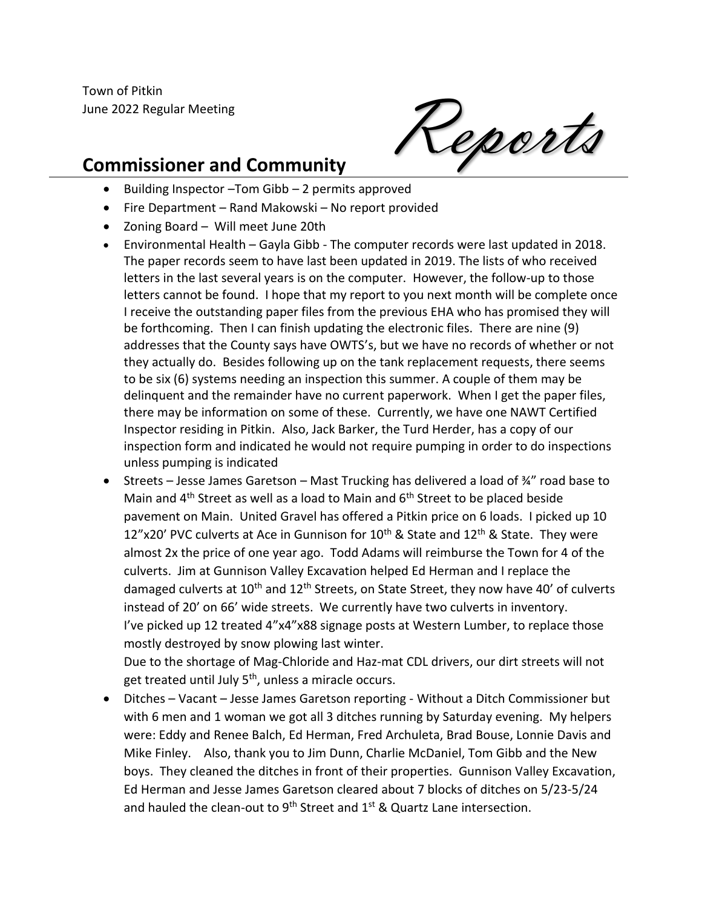Town of Pitkin
June 2022 Regular Meeting

*Reports*

## Commissioner and Community

- Building Inspector –Tom Gibb – 2 permits approved
- Fire Department – Rand Makowski – No report provided
- Zoning Board – Will meet June 20th
- Environmental Health – Gayla Gibb - The computer records were last updated in 2018. The paper records seem to have last been updated in 2019. The lists of who received letters in the last several years is on the computer. However, the follow-up to those letters cannot be found. I hope that my report to you next month will be complete once I receive the outstanding paper files from the previous EHA who has promised they will be forthcoming. Then I can finish updating the electronic files. There are nine (9) addresses that the County says have OWTS's, but we have no records of whether or not they actually do. Besides following up on the tank replacement requests, there seems to be six (6) systems needing an inspection this summer. A couple of them may be delinquent and the remainder have no current paperwork. When I get the paper files, there may be information on some of these. Currently, we have one NAWT Certified Inspector residing in Pitkin. Also, Jack Barker, the Turd Herder, has a copy of our inspection form and indicated he would not require pumping in order to do inspections unless pumping is indicated
- Streets – Jesse James Garetson – Mast Trucking has delivered a load of ¾" road base to Main and 4th Street as well as a load to Main and 6th Street to be placed beside pavement on Main. United Gravel has offered a Pitkin price on 6 loads. I picked up 10 12"x20' PVC culverts at Ace in Gunnison for 10th & State and 12th & State. They were almost 2x the price of one year ago. Todd Adams will reimburse the Town for 4 of the culverts. Jim at Gunnison Valley Excavation helped Ed Herman and I replace the damaged culverts at 10th and 12th Streets, on State Street, they now have 40' of culverts instead of 20' on 66' wide streets. We currently have two culverts in inventory.
  I've picked up 12 treated 4"x4"x88 signage posts at Western Lumber, to replace those mostly destroyed by snow plowing last winter.
  Due to the shortage of Mag-Chloride and Haz-mat CDL drivers, our dirt streets will not get treated until July 5th, unless a miracle occurs.
- Ditches – Vacant – Jesse James Garetson reporting - Without a Ditch Commissioner but with 6 men and 1 woman we got all 3 ditches running by Saturday evening. My helpers were: Eddy and Renee Balch, Ed Herman, Fred Archuleta, Brad Bouse, Lonnie Davis and Mike Finley. Also, thank you to Jim Dunn, Charlie McDaniel, Tom Gibb and the New boys. They cleaned the ditches in front of their properties. Gunnison Valley Excavation, Ed Herman and Jesse James Garetson cleared about 7 blocks of ditches on 5/23-5/24 and hauled the clean-out to 9th Street and 1st & Quartz Lane intersection.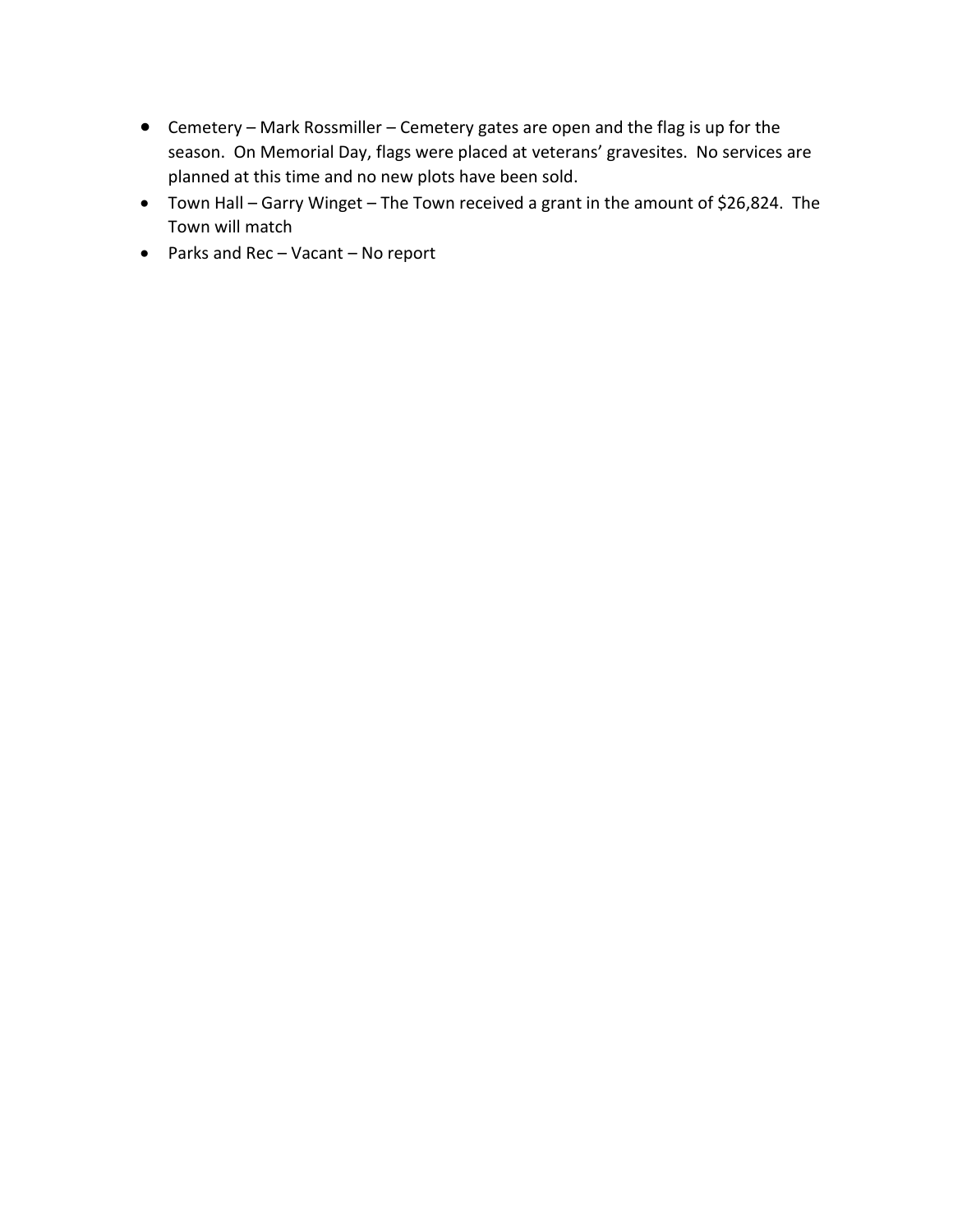- Cemetery – Mark Rossmiller – Cemetery gates are open and the flag is up for the season. On Memorial Day, flags were placed at veterans' gravesites. No services are planned at this time and no new plots have been sold.
- Town Hall – Garry Winget – The Town received a grant in the amount of $26,824. The Town will match
- Parks and Rec – Vacant – No report